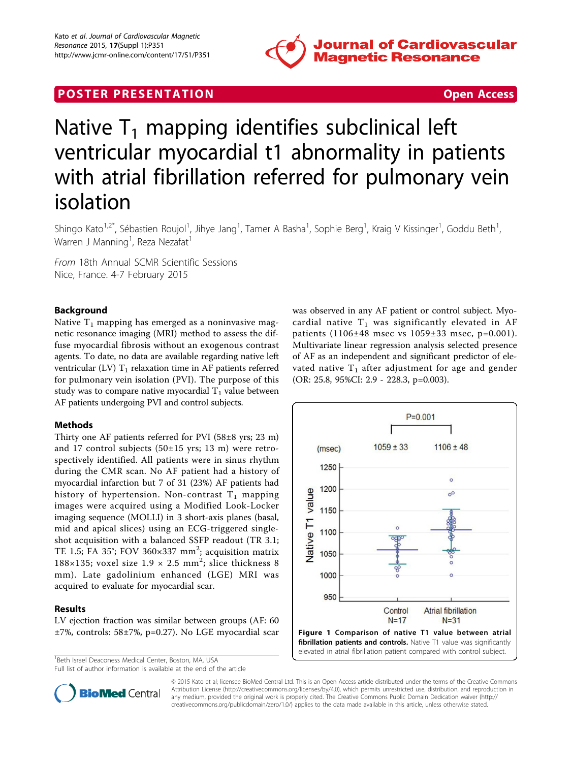POSTER PRESENTATION **Open Access**

# Native $T_1$ mapping identifies subclinical left ventricular myocardial t1 abnormality in patients with atrial fibrillation referred for pulmonary vein isolation

Shingo Kato[1,2*], Sébastien Roujol[1], Jihye Jang[1], Tamer A Basha[1], Sophie Berg[1], Kraig V Kissinger[1], Goddu Beth[1], Warren J Manning[1], Reza Nezafat[1]

*From* 18th Annual SCMR Scientific Sessions
Nice, France. 4-7 February 2015

## Background

Native $T_1$ mapping has emerged as a noninvasive magnetic resonance imaging (MRI) method to assess the diffuse myocardial fibrosis without an exogenous contrast agents. To date, no data are available regarding native left ventricular (LV) $T_1$ relaxation time in AF patients referred for pulmonary vein isolation (PVI). The purpose of this study was to compare native myocardial $T_1$ value between AF patients undergoing PVI and control subjects.

## Methods

Thirty one AF patients referred for PVI (58±8 yrs; 23 m) and 17 control subjects (50±15 yrs; 13 m) were retrospectively identified. All patients were in sinus rhythm during the CMR scan. No AF patient had a history of myocardial infarction but 7 of 31 (23%) AF patients had history of hypertension. Non-contrast $T_1$ mapping images were acquired using a Modified Look-Locker imaging sequence (MOLLI) in 3 short-axis planes (basal, mid and apical slices) using an ECG-triggered single-shot acquisition with a balanced SSFP readout (TR 3.1; TE 1.5; FA 35°; FOV 360×337 $mm^2$; acquisition matrix 188×135; voxel size 1.9 × 2.5 $mm^2$; slice thickness 8 mm). Late gadolinium enhanced (LGE) MRI was acquired to evaluate for myocardial scar.

## Results

LV ejection fraction was similar between groups (AF: 60 ±7%, controls: 58±7%, p=0.27). No LGE myocardial scar was observed in any AF patient or control subject. Myocardial native $T_1$ was significantly elevated in AF patients (1106±48 msec vs 1059±33 msec, p=0.001). Multivariate linear regression analysis selected presence of AF as an independent and significant predictor of elevated native $T_1$ after adjustment for age and gender (OR: 25.8, 95%CI: 2.9 - 228.3, p=0.003).

**Figure 1 Comparison of native T1 value between atrial fibrillation patients and controls.** Native T1 value was significantly elevated in atrial fibrillation patient compared with control subject.

[1]Beth Israel Deaconess Medical Center, Boston, MA, USA
Full list of author information is available at the end of the article

© 2015 Kato et al; licensee BioMed Central Ltd. This is an Open Access article distributed under the terms of the Creative Commons Attribution License (http://creativecommons.org/licenses/by/4.0), which permits unrestricted use, distribution, and reproduction in any medium, provided the original work is properly cited. The Creative Commons Public Domain Dedication waiver (http://creativecommons.org/publicdomain/zero/1.0/) applies to the data made available in this article, unless otherwise stated.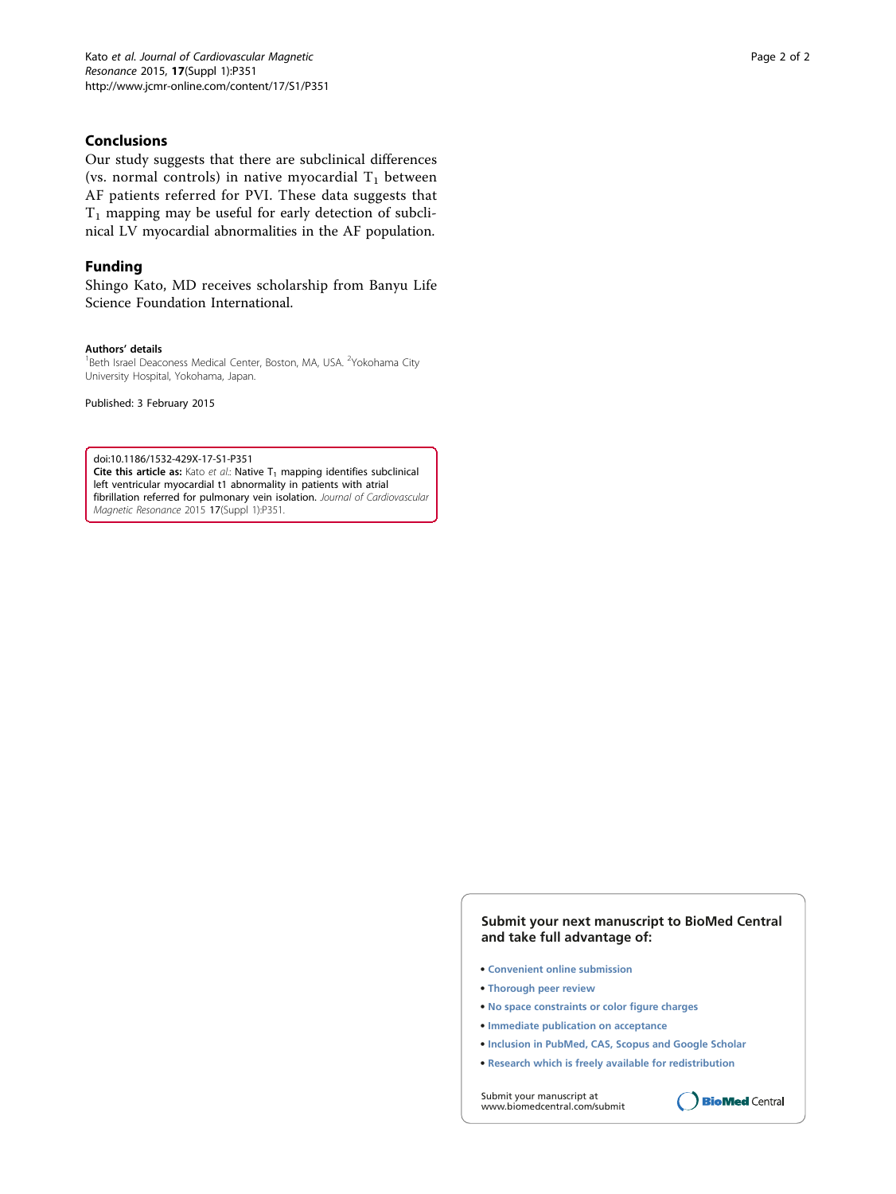## Conclusions

Our study suggests that there are subclinical differences (vs. normal controls) in native myocardial $T_1$ between AF patients referred for PVI. These data suggests that $T_1$ mapping may be useful for early detection of subclinical LV myocardial abnormalities in the AF population.

## Funding

Shingo Kato, MD receives scholarship from Banyu Life Science Foundation International.

**Authors' details**

[1]Beth Israel Deaconess Medical Center, Boston, MA, USA. [2]Yokohama City University Hospital, Yokohama, Japan.

Published: 3 February 2015

doi:10.1186/1532-429X-17-S1-P351

**Cite this article as:** Kato *et al.*: Native $T_1$ mapping identifies subclinical left ventricular myocardial t1 abnormality in patients with atrial fibrillation referred for pulmonary vein isolation. *Journal of Cardiovascular Magnetic Resonance* 2015 **17**(Suppl 1):P351.

**Submit your next manuscript to BioMed Central and take full advantage of:**

- Convenient online submission
- Thorough peer review
- No space constraints or color figure charges
- Immediate publication on acceptance
- Inclusion in PubMed, CAS, Scopus and Google Scholar
- Research which is freely available for redistribution

Submit your manuscript at
www.biomedcentral.com/submit

BioMed Central